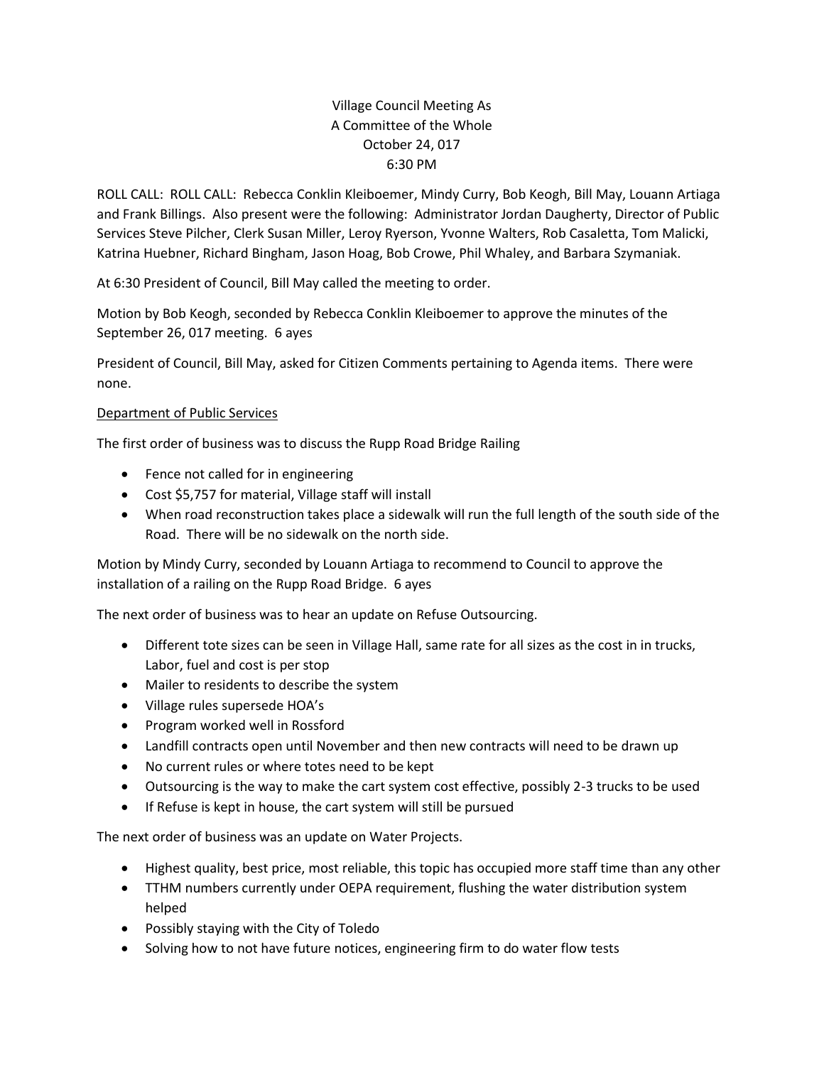Village Council Meeting As
A Committee of the Whole
October 24, 017
6:30 PM

ROLL CALL: ROLL CALL: Rebecca Conklin Kleiboemer, Mindy Curry, Bob Keogh, Bill May, Louann Artiaga and Frank Billings. Also present were the following: Administrator Jordan Daugherty, Director of Public Services Steve Pilcher, Clerk Susan Miller, Leroy Ryerson, Yvonne Walters, Rob Casaletta, Tom Malicki, Katrina Huebner, Richard Bingham, Jason Hoag, Bob Crowe, Phil Whaley, and Barbara Szymaniak.

At 6:30 President of Council, Bill May called the meeting to order.

Motion by Bob Keogh, seconded by Rebecca Conklin Kleiboemer to approve the minutes of the September 26, 017 meeting. 6 ayes

President of Council, Bill May, asked for Citizen Comments pertaining to Agenda items. There were none.

<u>Department of Public Services</u>

The first order of business was to discuss the Rupp Road Bridge Railing

- Fence not called for in engineering
- Cost $5,757 for material, Village staff will install
- When road reconstruction takes place a sidewalk will run the full length of the south side of the Road. There will be no sidewalk on the north side.

Motion by Mindy Curry, seconded by Louann Artiaga to recommend to Council to approve the installation of a railing on the Rupp Road Bridge. 6 ayes

The next order of business was to hear an update on Refuse Outsourcing.

- Different tote sizes can be seen in Village Hall, same rate for all sizes as the cost in in trucks, Labor, fuel and cost is per stop
- Mailer to residents to describe the system
- Village rules supersede HOA's
- Program worked well in Rossford
- Landfill contracts open until November and then new contracts will need to be drawn up
- No current rules or where totes need to be kept
- Outsourcing is the way to make the cart system cost effective, possibly 2-3 trucks to be used
- If Refuse is kept in house, the cart system will still be pursued

The next order of business was an update on Water Projects.

- Highest quality, best price, most reliable, this topic has occupied more staff time than any other
- TTHM numbers currently under OEPA requirement, flushing the water distribution system helped
- Possibly staying with the City of Toledo
- Solving how to not have future notices, engineering firm to do water flow tests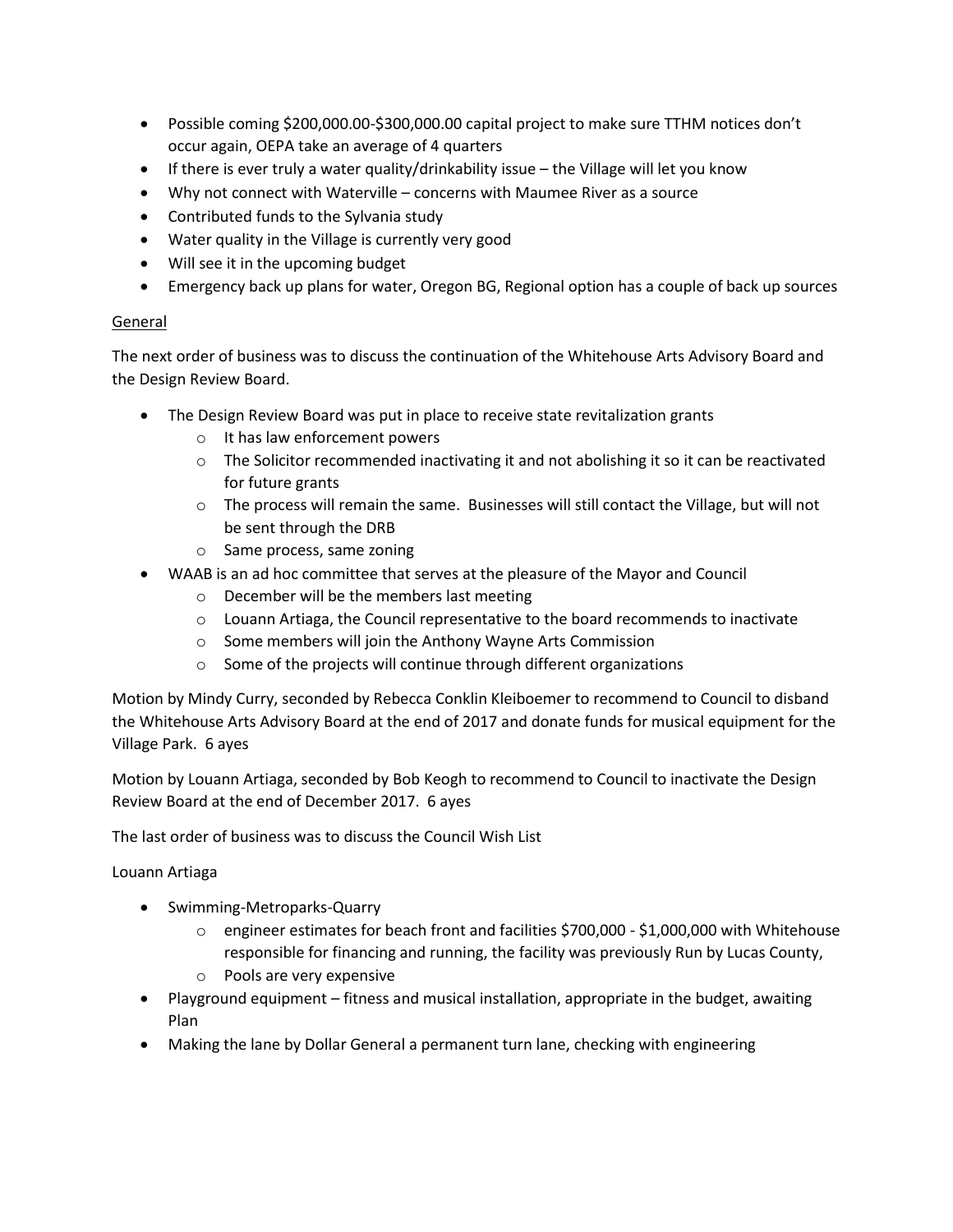- Possible coming $200,000.00-$300,000.00 capital project to make sure TTHM notices don't occur again, OEPA take an average of 4 quarters
- If there is ever truly a water quality/drinkability issue – the Village will let you know
- Why not connect with Waterville – concerns with Maumee River as a source
- Contributed funds to the Sylvania study
- Water quality in the Village is currently very good
- Will see it in the upcoming budget
- Emergency back up plans for water, Oregon BG, Regional option has a couple of back up sources

General

The next order of business was to discuss the continuation of the Whitehouse Arts Advisory Board and the Design Review Board.

- The Design Review Board was put in place to receive state revitalization grants
  - It has law enforcement powers
  - The Solicitor recommended inactivating it and not abolishing it so it can be reactivated for future grants
  - The process will remain the same. Businesses will still contact the Village, but will not be sent through the DRB
  - Same process, same zoning
- WAAB is an ad hoc committee that serves at the pleasure of the Mayor and Council
  - December will be the members last meeting
  - Louann Artiaga, the Council representative to the board recommends to inactivate
  - Some members will join the Anthony Wayne Arts Commission
  - Some of the projects will continue through different organizations

Motion by Mindy Curry, seconded by Rebecca Conklin Kleiboemer to recommend to Council to disband the Whitehouse Arts Advisory Board at the end of 2017 and donate funds for musical equipment for the Village Park. 6 ayes

Motion by Louann Artiaga, seconded by Bob Keogh to recommend to Council to inactivate the Design Review Board at the end of December 2017. 6 ayes

The last order of business was to discuss the Council Wish List

Louann Artiaga

- Swimming-Metroparks-Quarry
  - engineer estimates for beach front and facilities $700,000 - $1,000,000 with Whitehouse responsible for financing and running, the facility was previously Run by Lucas County,
  - Pools are very expensive
- Playground equipment – fitness and musical installation, appropriate in the budget, awaiting Plan
- Making the lane by Dollar General a permanent turn lane, checking with engineering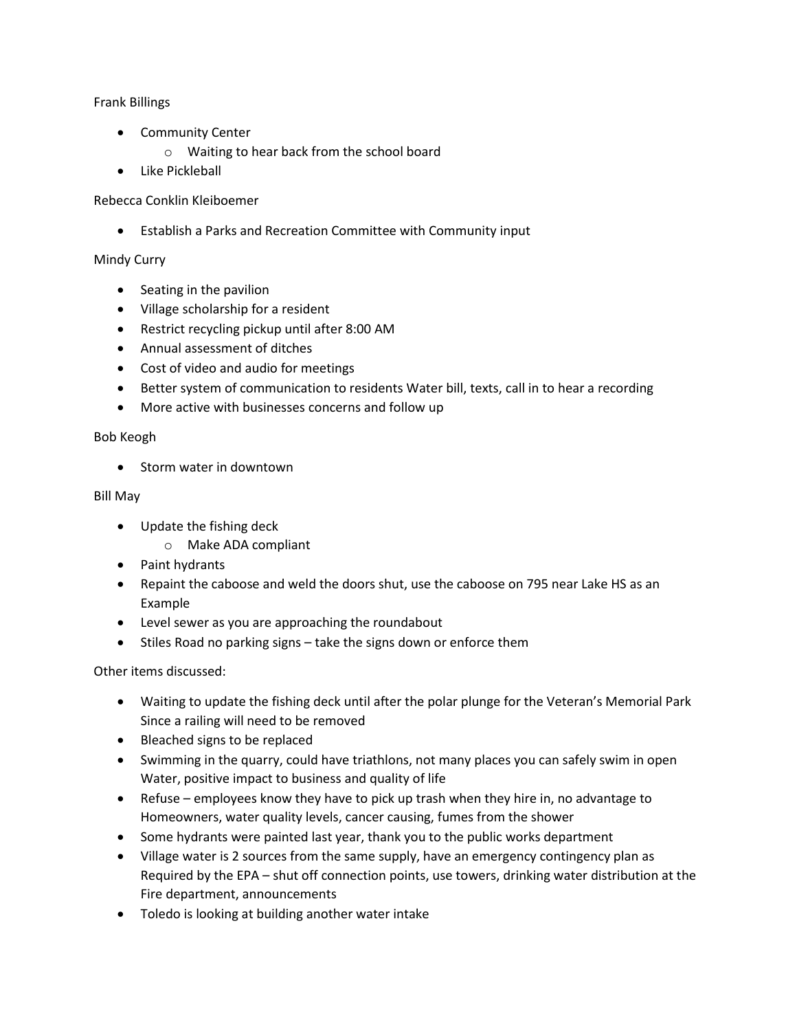Frank Billings

- Community Center
  - Waiting to hear back from the school board
- Like Pickleball

Rebecca Conklin Kleiboemer

- Establish a Parks and Recreation Committee with Community input

Mindy Curry

- Seating in the pavilion
- Village scholarship for a resident
- Restrict recycling pickup until after 8:00 AM
- Annual assessment of ditches
- Cost of video and audio for meetings
- Better system of communication to residents Water bill, texts, call in to hear a recording
- More active with businesses concerns and follow up

Bob Keogh

- Storm water in downtown

Bill May

- Update the fishing deck
  - Make ADA compliant
- Paint hydrants
- Repaint the caboose and weld the doors shut, use the caboose on 795 near Lake HS as an Example
- Level sewer as you are approaching the roundabout
- Stiles Road no parking signs – take the signs down or enforce them

Other items discussed:

- Waiting to update the fishing deck until after the polar plunge for the Veteran's Memorial Park Since a railing will need to be removed
- Bleached signs to be replaced
- Swimming in the quarry, could have triathlons, not many places you can safely swim in open Water, positive impact to business and quality of life
- Refuse – employees know they have to pick up trash when they hire in, no advantage to Homeowners, water quality levels, cancer causing, fumes from the shower
- Some hydrants were painted last year, thank you to the public works department
- Village water is 2 sources from the same supply, have an emergency contingency plan as Required by the EPA – shut off connection points, use towers, drinking water distribution at the Fire department, announcements
- Toledo is looking at building another water intake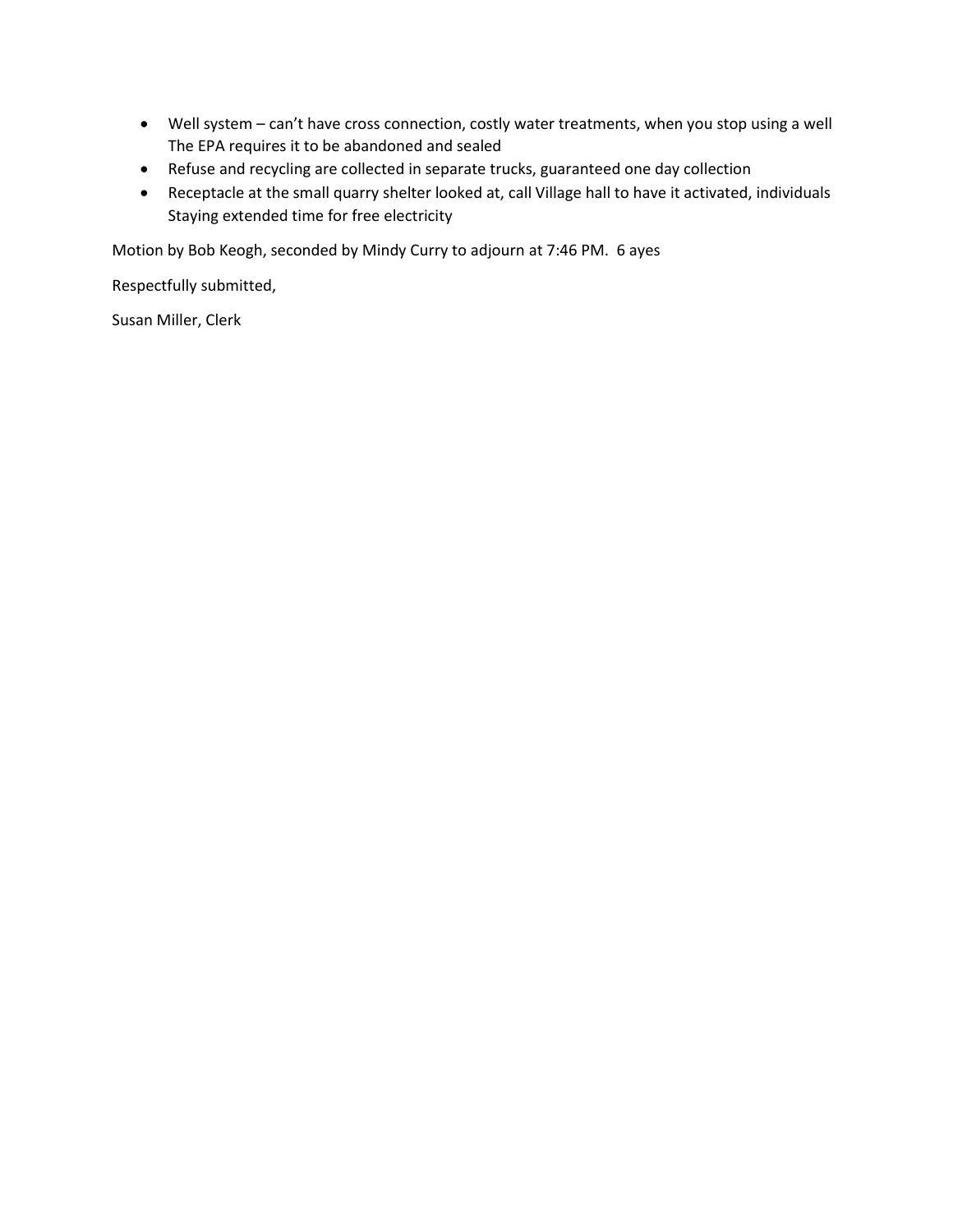- Well system – can't have cross connection, costly water treatments, when you stop using a well The EPA requires it to be abandoned and sealed
- Refuse and recycling are collected in separate trucks, guaranteed one day collection
- Receptacle at the small quarry shelter looked at, call Village hall to have it activated, individuals Staying extended time for free electricity

Motion by Bob Keogh, seconded by Mindy Curry to adjourn at 7:46 PM. 6 ayes

Respectfully submitted,

Susan Miller, Clerk